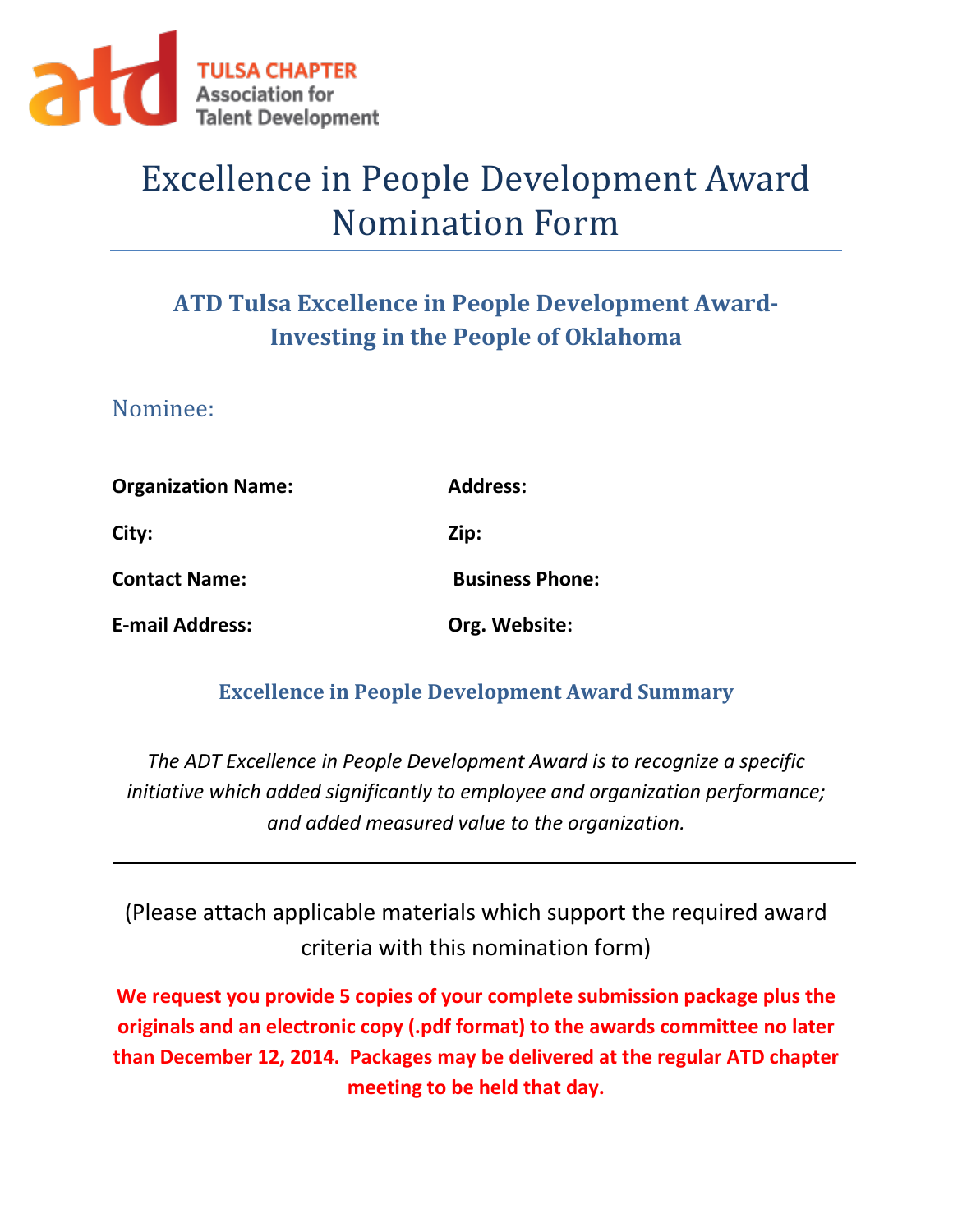TULSA CHAPTER
Association for
Talent Development

# Excellence in People Development Award Nomination Form

## ATD Tulsa Excellence in People Development Award- Investing in the People of Oklahoma

### Nominee:

**Organization Name:**

**Address:**

**City:**

**Zip:**

**Contact Name:**

**Business Phone:**

**E-mail Address:**

**Org. Website:**

### Excellence in People Development Award Summary

*The ADT Excellence in People Development Award is to recognize a specific initiative which added significantly to employee and organization performance; and added measured value to the organization.*

---

(Please attach applicable materials which support the required award criteria with this nomination form)

**We request you provide 5 copies of your complete submission package plus the originals and an electronic copy (.pdf format) to the awards committee no later than December 12, 2014. Packages may be delivered at the regular ATD chapter meeting to be held that day.**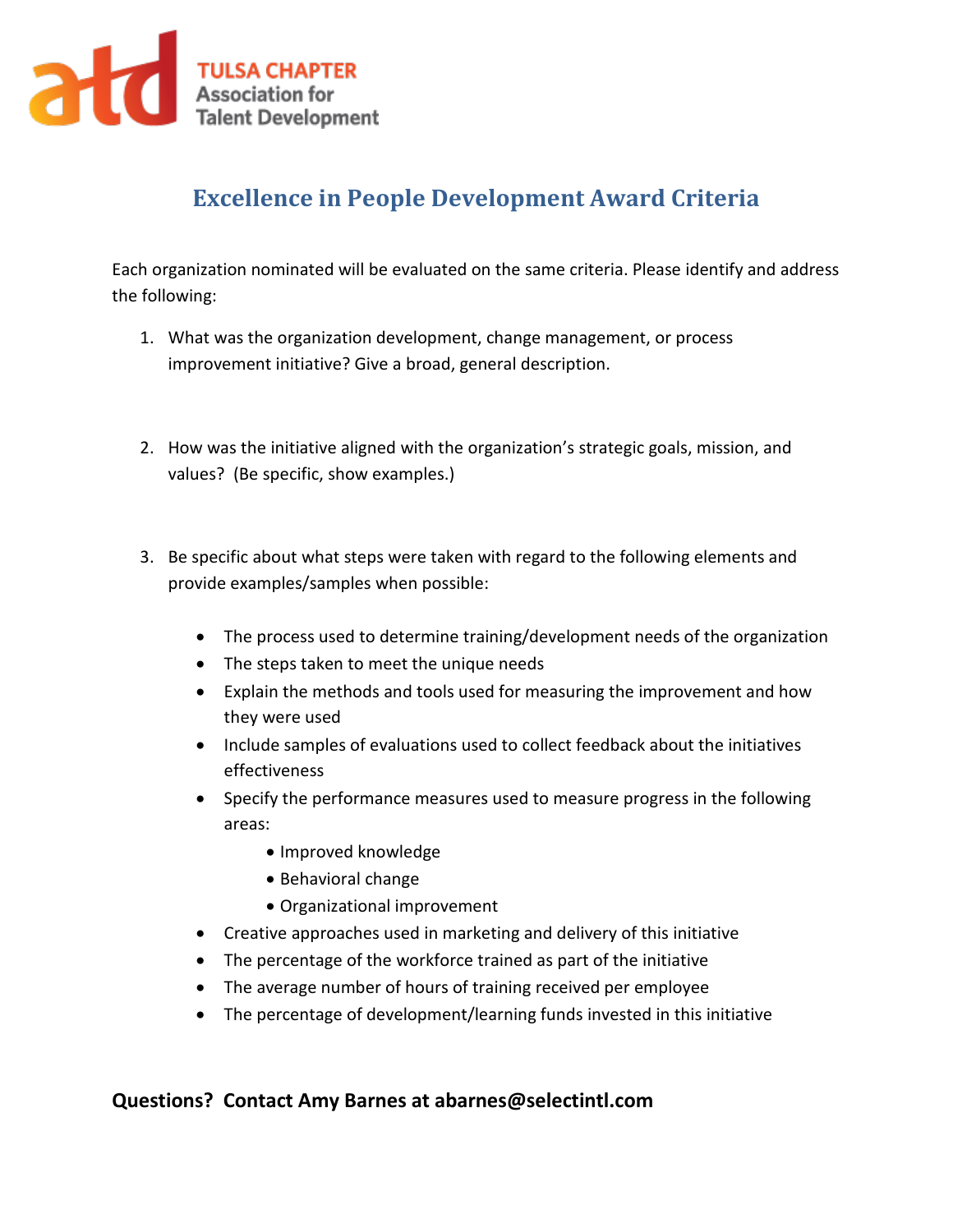TULSA CHAPTER
Association for
Talent Development

# Excellence in People Development Award Criteria

Each organization nominated will be evaluated on the same criteria. Please identify and address the following:

1. What was the organization development, change management, or process improvement initiative? Give a broad, general description.

2. How was the initiative aligned with the organization's strategic goals, mission, and values? (Be specific, show examples.)

3. Be specific about what steps were taken with regard to the following elements and provide examples/samples when possible:

   - The process used to determine training/development needs of the organization
   - The steps taken to meet the unique needs
   - Explain the methods and tools used for measuring the improvement and how they were used
   - Include samples of evaluations used to collect feedback about the initiatives effectiveness
   - Specify the performance measures used to measure progress in the following areas:
     - Improved knowledge
     - Behavioral change
     - Organizational improvement
   - Creative approaches used in marketing and delivery of this initiative
   - The percentage of the workforce trained as part of the initiative
   - The average number of hours of training received per employee
   - The percentage of development/learning funds invested in this initiative

**Questions? Contact Amy Barnes at abarnes@selectintl.com**